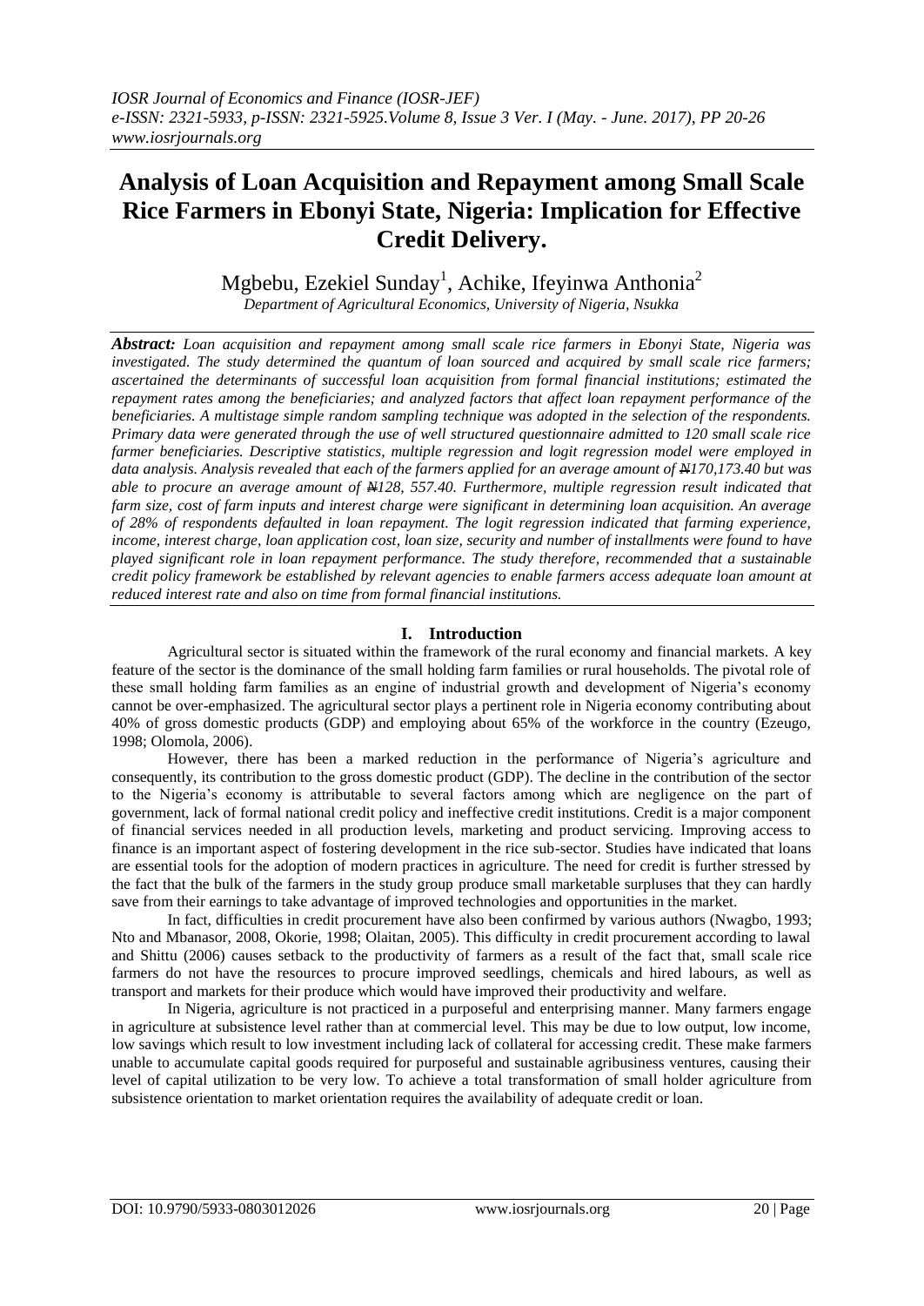# Analysis of Loan Acquisition and Repayment among Small Scale Rice Farmers in Ebonyi State, Nigeria: Implication for Effective Credit Delivery.

Mgbebu, Ezekiel Sunday[1], Achike, Ifeyinwa Anthonia[2]

*Department of Agricultural Economics, University of Nigeria, Nsukka*

***Abstract:*** *Loan acquisition and repayment among small scale rice farmers in Ebonyi State, Nigeria was investigated. The study determined the quantum of loan sourced and acquired by small scale rice farmers; ascertained the determinants of successful loan acquisition from formal financial institutions; estimated the repayment rates among the beneficiaries; and analyzed factors that affect loan repayment performance of the beneficiaries. A multistage simple random sampling technique was adopted in the selection of the respondents. Primary data were generated through the use of well structured questionnaire admitted to 120 small scale rice farmer beneficiaries. Descriptive statistics, multiple regression and logit regression model were employed in data analysis. Analysis revealed that each of the farmers applied for an average amount of ₦170,173.40 but was able to procure an average amount of ₦128, 557.40. Furthermore, multiple regression result indicated that farm size, cost of farm inputs and interest charge were significant in determining loan acquisition. An average of 28% of respondents defaulted in loan repayment. The logit regression indicated that farming experience, income, interest charge, loan application cost, loan size, security and number of installments were found to have played significant role in loan repayment performance. The study therefore, recommended that a sustainable credit policy framework be established by relevant agencies to enable farmers access adequate loan amount at reduced interest rate and also on time from formal financial institutions.*

## I. Introduction

Agricultural sector is situated within the framework of the rural economy and financial markets. A key feature of the sector is the dominance of the small holding farm families or rural households. The pivotal role of these small holding farm families as an engine of industrial growth and development of Nigeria's economy cannot be over-emphasized. The agricultural sector plays a pertinent role in Nigeria economy contributing about 40% of gross domestic products (GDP) and employing about 65% of the workforce in the country (Ezeugo, 1998; Olomola, 2006).

However, there has been a marked reduction in the performance of Nigeria's agriculture and consequently, its contribution to the gross domestic product (GDP). The decline in the contribution of the sector to the Nigeria's economy is attributable to several factors among which are negligence on the part of government, lack of formal national credit policy and ineffective credit institutions. Credit is a major component of financial services needed in all production levels, marketing and product servicing. Improving access to finance is an important aspect of fostering development in the rice sub-sector. Studies have indicated that loans are essential tools for the adoption of modern practices in agriculture. The need for credit is further stressed by the fact that the bulk of the farmers in the study group produce small marketable surpluses that they can hardly save from their earnings to take advantage of improved technologies and opportunities in the market.

In fact, difficulties in credit procurement have also been confirmed by various authors (Nwagbo, 1993; Nto and Mbanasor, 2008, Okorie, 1998; Olaitan, 2005). This difficulty in credit procurement according to lawal and Shittu (2006) causes setback to the productivity of farmers as a result of the fact that, small scale rice farmers do not have the resources to procure improved seedlings, chemicals and hired labours, as well as transport and markets for their produce which would have improved their productivity and welfare.

In Nigeria, agriculture is not practiced in a purposeful and enterprising manner. Many farmers engage in agriculture at subsistence level rather than at commercial level. This may be due to low output, low income, low savings which result to low investment including lack of collateral for accessing credit. These make farmers unable to accumulate capital goods required for purposeful and sustainable agribusiness ventures, causing their level of capital utilization to be very low. To achieve a total transformation of small holder agriculture from subsistence orientation to market orientation requires the availability of adequate credit or loan.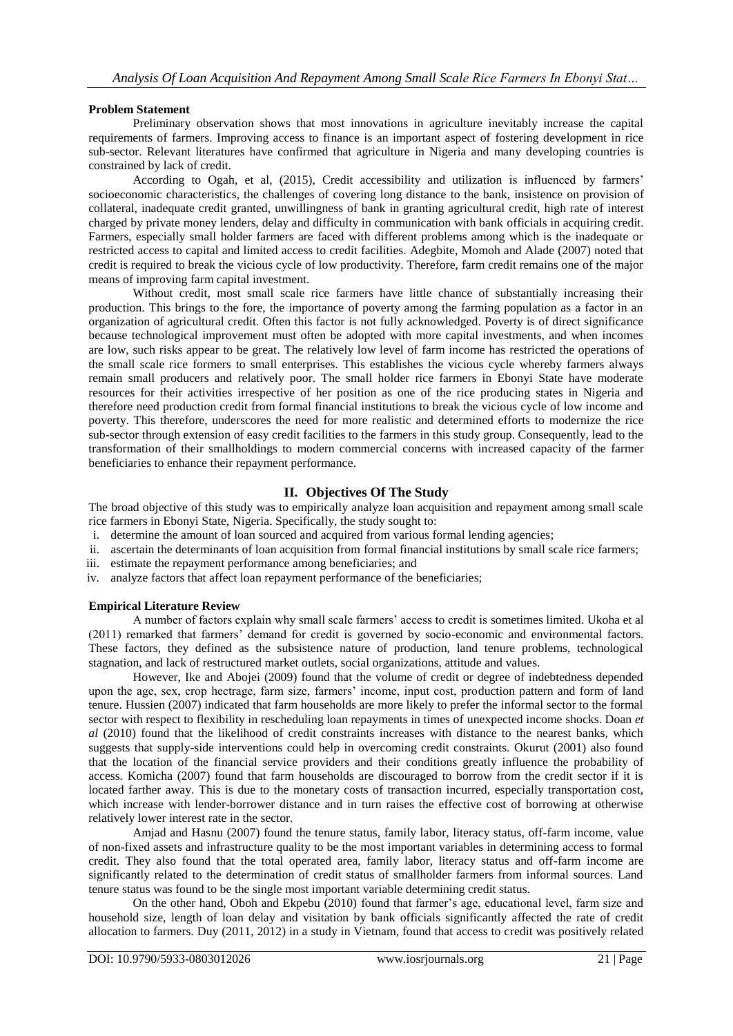**Problem Statement**

Preliminary observation shows that most innovations in agriculture inevitably increase the capital requirements of farmers. Improving access to finance is an important aspect of fostering development in rice sub-sector. Relevant literatures have confirmed that agriculture in Nigeria and many developing countries is constrained by lack of credit.

According to Ogah, et al, (2015), Credit accessibility and utilization is influenced by farmers' socioeconomic characteristics, the challenges of covering long distance to the bank, insistence on provision of collateral, inadequate credit granted, unwillingness of bank in granting agricultural credit, high rate of interest charged by private money lenders, delay and difficulty in communication with bank officials in acquiring credit. Farmers, especially small holder farmers are faced with different problems among which is the inadequate or restricted access to capital and limited access to credit facilities. Adegbite, Momoh and Alade (2007) noted that credit is required to break the vicious cycle of low productivity. Therefore, farm credit remains one of the major means of improving farm capital investment.

Without credit, most small scale rice farmers have little chance of substantially increasing their production. This brings to the fore, the importance of poverty among the farming population as a factor in an organization of agricultural credit. Often this factor is not fully acknowledged. Poverty is of direct significance because technological improvement must often be adopted with more capital investments, and when incomes are low, such risks appear to be great. The relatively low level of farm income has restricted the operations of the small scale rice formers to small enterprises. This establishes the vicious cycle whereby farmers always remain small producers and relatively poor. The small holder rice farmers in Ebonyi State have moderate resources for their activities irrespective of her position as one of the rice producing states in Nigeria and therefore need production credit from formal financial institutions to break the vicious cycle of low income and poverty. This therefore, underscores the need for more realistic and determined efforts to modernize the rice sub-sector through extension of easy credit facilities to the farmers in this study group. Consequently, lead to the transformation of their smallholdings to modern commercial concerns with increased capacity of the farmer beneficiaries to enhance their repayment performance.

## II. Objectives Of The Study

The broad objective of this study was to empirically analyze loan acquisition and repayment among small scale rice farmers in Ebonyi State, Nigeria. Specifically, the study sought to:

i. determine the amount of loan sourced and acquired from various formal lending agencies;
ii. ascertain the determinants of loan acquisition from formal financial institutions by small scale rice farmers;
iii. estimate the repayment performance among beneficiaries; and
iv. analyze factors that affect loan repayment performance of the beneficiaries;

**Empirical Literature Review**

A number of factors explain why small scale farmers' access to credit is sometimes limited. Ukoha et al (2011) remarked that farmers' demand for credit is governed by socio-economic and environmental factors. These factors, they defined as the subsistence nature of production, land tenure problems, technological stagnation, and lack of restructured market outlets, social organizations, attitude and values.

However, Ike and Abojei (2009) found that the volume of credit or degree of indebtedness depended upon the age, sex, crop hectrage, farm size, farmers' income, input cost, production pattern and form of land tenure. Hussien (2007) indicated that farm households are more likely to prefer the informal sector to the formal sector with respect to flexibility in rescheduling loan repayments in times of unexpected income shocks. Doan *et al* (2010) found that the likelihood of credit constraints increases with distance to the nearest banks, which suggests that supply-side interventions could help in overcoming credit constraints. Okurut (2001) also found that the location of the financial service providers and their conditions greatly influence the probability of access. Komicha (2007) found that farm households are discouraged to borrow from the credit sector if it is located farther away. This is due to the monetary costs of transaction incurred, especially transportation cost, which increase with lender-borrower distance and in turn raises the effective cost of borrowing at otherwise relatively lower interest rate in the sector.

Amjad and Hasnu (2007) found the tenure status, family labor, literacy status, off-farm income, value of non-fixed assets and infrastructure quality to be the most important variables in determining access to formal credit. They also found that the total operated area, family labor, literacy status and off-farm income are significantly related to the determination of credit status of smallholder farmers from informal sources. Land tenure status was found to be the single most important variable determining credit status.

On the other hand, Oboh and Ekpebu (2010) found that farmer's age, educational level, farm size and household size, length of loan delay and visitation by bank officials significantly affected the rate of credit allocation to farmers. Duy (2011, 2012) in a study in Vietnam, found that access to credit was positively related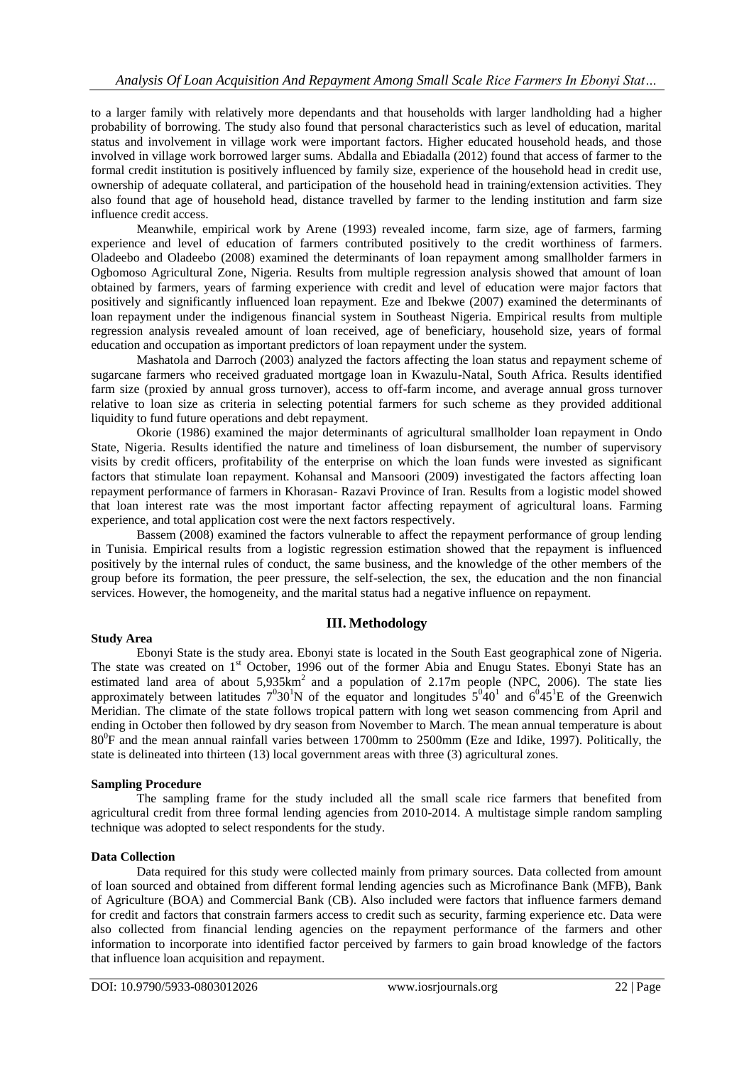to a larger family with relatively more dependants and that households with larger landholding had a higher probability of borrowing. The study also found that personal characteristics such as level of education, marital status and involvement in village work were important factors. Higher educated household heads, and those involved in village work borrowed larger sums. Abdalla and Ebiadalla (2012) found that access of farmer to the formal credit institution is positively influenced by family size, experience of the household head in credit use, ownership of adequate collateral, and participation of the household head in training/extension activities. They also found that age of household head, distance travelled by farmer to the lending institution and farm size influence credit access.

Meanwhile, empirical work by Arene (1993) revealed income, farm size, age of farmers, farming experience and level of education of farmers contributed positively to the credit worthiness of farmers. Oladeebo and Oladeebo (2008) examined the determinants of loan repayment among smallholder farmers in Ogbomoso Agricultural Zone, Nigeria. Results from multiple regression analysis showed that amount of loan obtained by farmers, years of farming experience with credit and level of education were major factors that positively and significantly influenced loan repayment. Eze and Ibekwe (2007) examined the determinants of loan repayment under the indigenous financial system in Southeast Nigeria. Empirical results from multiple regression analysis revealed amount of loan received, age of beneficiary, household size, years of formal education and occupation as important predictors of loan repayment under the system.

Mashatola and Darroch (2003) analyzed the factors affecting the loan status and repayment scheme of sugarcane farmers who received graduated mortgage loan in Kwazulu-Natal, South Africa. Results identified farm size (proxied by annual gross turnover), access to off-farm income, and average annual gross turnover relative to loan size as criteria in selecting potential farmers for such scheme as they provided additional liquidity to fund future operations and debt repayment.

Okorie (1986) examined the major determinants of agricultural smallholder loan repayment in Ondo State, Nigeria. Results identified the nature and timeliness of loan disbursement, the number of supervisory visits by credit officers, profitability of the enterprise on which the loan funds were invested as significant factors that stimulate loan repayment. Kohansal and Mansoori (2009) investigated the factors affecting loan repayment performance of farmers in Khorasan- Razavi Province of Iran. Results from a logistic model showed that loan interest rate was the most important factor affecting repayment of agricultural loans. Farming experience, and total application cost were the next factors respectively.

Bassem (2008) examined the factors vulnerable to affect the repayment performance of group lending in Tunisia. Empirical results from a logistic regression estimation showed that the repayment is influenced positively by the internal rules of conduct, the same business, and the knowledge of the other members of the group before its formation, the peer pressure, the self-selection, the sex, the education and the non financial services. However, the homogeneity, and the marital status had a negative influence on repayment.

## III. Methodology

**Study Area**

Ebonyi State is the study area. Ebonyi state is located in the South East geographical zone of Nigeria. The state was created on 1st October, 1996 out of the former Abia and Enugu States. Ebonyi State has an estimated land area of about 5,935km$^2$ and a population of 2.17m people (NPC, 2006). The state lies approximately between latitudes $7^0 30^1$N of the equator and longitudes $5^0 40^1$ and $6^0 45^1$E of the Greenwich Meridian. The climate of the state follows tropical pattern with long wet season commencing from April and ending in October then followed by dry season from November to March. The mean annual temperature is about $80^0$F and the mean annual rainfall varies between 1700mm to 2500mm (Eze and Idike, 1997). Politically, the state is delineated into thirteen (13) local government areas with three (3) agricultural zones.

**Sampling Procedure**

The sampling frame for the study included all the small scale rice farmers that benefited from agricultural credit from three formal lending agencies from 2010-2014. A multistage simple random sampling technique was adopted to select respondents for the study.

**Data Collection**

Data required for this study were collected mainly from primary sources. Data collected from amount of loan sourced and obtained from different formal lending agencies such as Microfinance Bank (MFB), Bank of Agriculture (BOA) and Commercial Bank (CB). Also included were factors that influence farmers demand for credit and factors that constrain farmers access to credit such as security, farming experience etc. Data were also collected from financial lending agencies on the repayment performance of the farmers and other information to incorporate into identified factor perceived by farmers to gain broad knowledge of the factors that influence loan acquisition and repayment.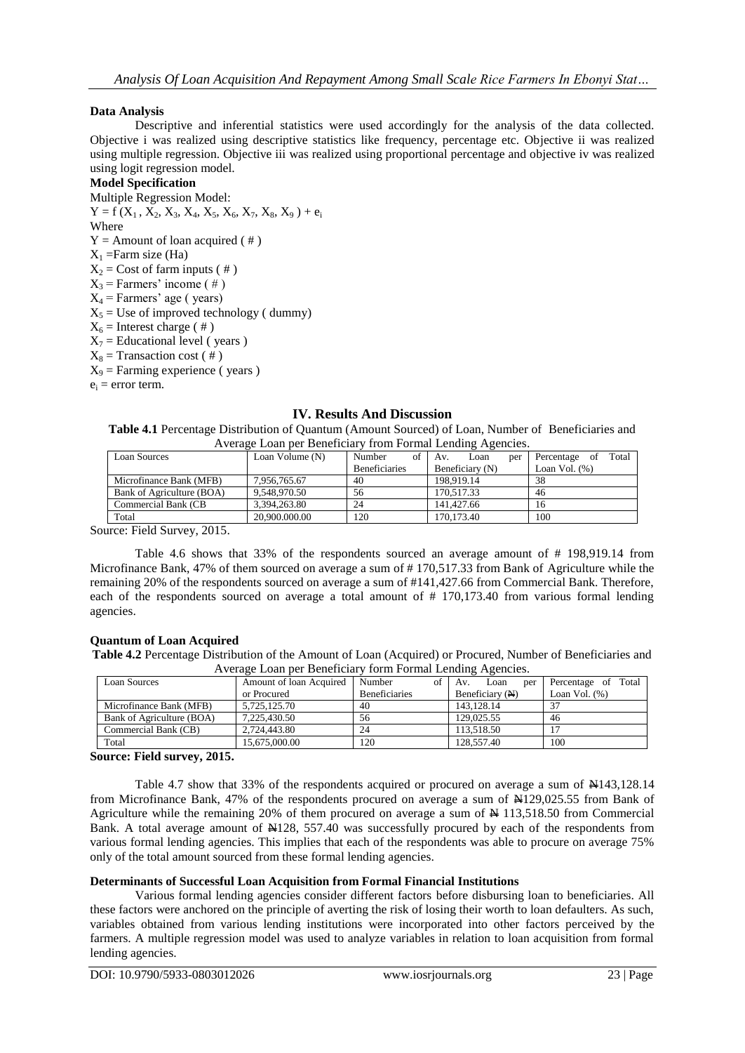### Data Analysis

Descriptive and inferential statistics were used accordingly for the analysis of the data collected. Objective i was realized using descriptive statistics like frequency, percentage etc. Objective ii was realized using multiple regression. Objective iii was realized using proportional percentage and objective iv was realized using logit regression model.

### Model Specification

Multiple Regression Model:

$Y = f(X_1, X_2, X_3, X_4, X_5, X_6, X_7, X_8, X_9) + e_i$

Where

$Y$ = Amount of loan acquired ( # )

$X_1$ =Farm size (Ha)

$X_2$ = Cost of farm inputs ( # )

$X_3$ = Farmers' income ( # )

$X_4$ = Farmers' age ( years)

$X_5$ = Use of improved technology ( dummy)

$X_6$ = Interest charge ( # )

$X_7$ = Educational level ( years )

$X_8$ = Transaction cost ( # )

$X_9$ = Farming experience ( years )

$e_i$ = error term.

## IV. Results And Discussion

**Table 4.1** Percentage Distribution of Quantum (Amount Sourced) of Loan, Number of Beneficiaries and Average Loan per Beneficiary from Formal Lending Agencies.

| Loan Sources | Loan Volume (N) | Number of Beneficiaries | Av. Loan per Beneficiary (N) | Percentage of Total Loan Vol. (%) |
|---|---|---|---|---|
| Microfinance Bank (MFB) | 7,956,765.67 | 40 | 198,919.14 | 38 |
| Bank of Agriculture (BOA) | 9,548,970.50 | 56 | 170,517.33 | 46 |
| Commercial Bank (CB | 3,394,263.80 | 24 | 141,427.66 | 16 |
| Total | 20,900,000.00 | 120 | 170,173.40 | 100 |

Source: Field Survey, 2015.

Table 4.6 shows that 33% of the respondents sourced an average amount of # 198,919.14 from Microfinance Bank, 47% of them sourced on average a sum of # 170,517.33 from Bank of Agriculture while the remaining 20% of the respondents sourced on average a sum of #141,427.66 from Commercial Bank. Therefore, each of the respondents sourced on average a total amount of # 170,173.40 from various formal lending agencies.

### Quantum of Loan Acquired

**Table 4.2** Percentage Distribution of the Amount of Loan (Acquired) or Procured, Number of Beneficiaries and Average Loan per Beneficiary form Formal Lending Agencies.

| Loan Sources | Amount of loan Acquired or Procured | Number of Beneficiaries | Av. Loan per Beneficiary (₦) | Percentage of Total Loan Vol. (%) |
|---|---|---|---|---|
| Microfinance Bank (MFB) | 5,725,125.70 | 40 | 143,128.14 | 37 |
| Bank of Agriculture (BOA) | 7,225,430.50 | 56 | 129,025.55 | 46 |
| Commercial Bank (CB) | 2,724,443.80 | 24 | 113,518.50 | 17 |
| Total | 15,675,000.00 | 120 | 128,557.40 | 100 |

**Source: Field survey, 2015.**

Table 4.7 show that 33% of the respondents acquired or procured on average a sum of ₦143,128.14 from Microfinance Bank, 47% of the respondents procured on average a sum of ₦129,025.55 from Bank of Agriculture while the remaining 20% of them procured on average a sum of ₦ 113,518.50 from Commercial Bank. A total average amount of ₦128, 557.40 was successfully procured by each of the respondents from various formal lending agencies. This implies that each of the respondents was able to procure on average 75% only of the total amount sourced from these formal lending agencies.

### Determinants of Successful Loan Acquisition from Formal Financial Institutions

Various formal lending agencies consider different factors before disbursing loan to beneficiaries. All these factors were anchored on the principle of averting the risk of losing their worth to loan defaulters. As such, variables obtained from various lending institutions were incorporated into other factors perceived by the farmers. A multiple regression model was used to analyze variables in relation to loan acquisition from formal lending agencies.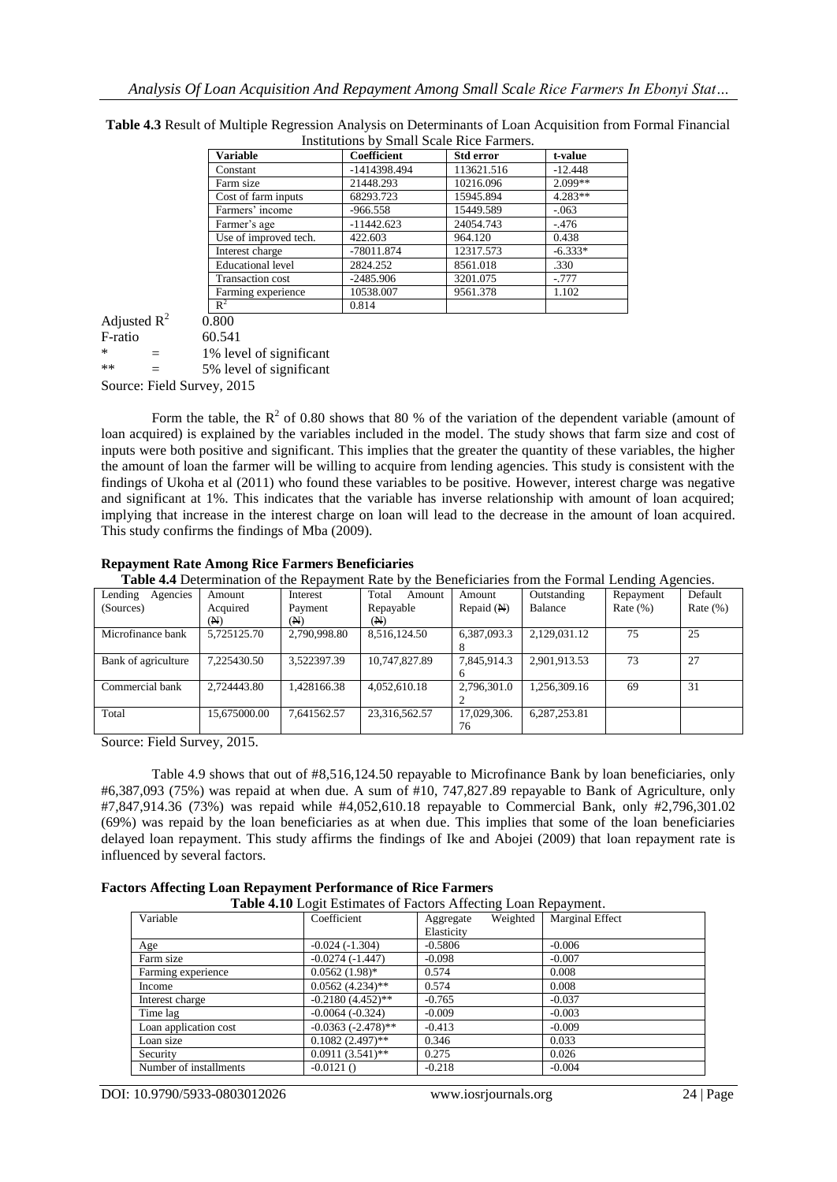**Table 4.3** Result of Multiple Regression Analysis on Determinants of Loan Acquisition from Formal Financial Institutions by Small Scale Rice Farmers.

| Variable | Coefficient | Std error | t-value |
|---|---|---|---|
| Constant | -1414398.494 | 113621.516 | -12.448 |
| Farm size | 21448.293 | 10216.096 | 2.099** |
| Cost of farm inputs | 68293.723 | 15945.894 | 4.283** |
| Farmers' income | -966.558 | 15449.589 | -.063 |
| Farmer's age | -11442.623 | 24054.743 | -.476 |
| Use of improved tech. | 422.603 | 964.120 | 0.438 |
| Interest charge | -78011.874 | 12317.573 | -6.333* |
| Educational level | 2824.252 | 8561.018 | .330 |
| Transaction cost | -2485.906 | 3201.075 | -.777 |
| Farming experience | 10538.007 | 9561.378 | 1.102 |
| $R^2$ | 0.814 | | |

Adjusted $R^2$ 0.800
F-ratio 60.541
\* = 1% level of significant
\*\* = 5% level of significant
Source: Field Survey, 2015

Form the table, the $R^2$ of 0.80 shows that 80 % of the variation of the dependent variable (amount of loan acquired) is explained by the variables included in the model. The study shows that farm size and cost of inputs were both positive and significant. This implies that the greater the quantity of these variables, the higher the amount of loan the farmer will be willing to acquire from lending agencies. This study is consistent with the findings of Ukoha et al (2011) who found these variables to be positive. However, interest charge was negative and significant at 1%. This indicates that the variable has inverse relationship with amount of loan acquired; implying that increase in the interest charge on loan will lead to the decrease in the amount of loan acquired. This study confirms the findings of Mba (2009).

**Repayment Rate Among Rice Farmers Beneficiaries**

**Table 4.4** Determination of the Repayment Rate by the Beneficiaries from the Formal Lending Agencies.

| Lending Agencies (Sources) | Amount Acquired (₦) | Interest Payment (₦) | Total Amount Repayable (₦) | Amount Repaid (₦) | Outstanding Balance | Repayment Rate (%) | Default Rate (%) |
|---|---|---|---|---|---|---|---|
| Microfinance bank | 5,725125.70 | 2,790,998.80 | 8,516,124.50 | 6,387,093.38 | 2,129,031.12 | 75 | 25 |
| Bank of agriculture | 7,225430.50 | 3,522397.39 | 10,747,827.89 | 7,845,914.36 | 2,901,913.53 | 73 | 27 |
| Commercial bank | 2,724443.80 | 1,428166.38 | 4,052,610.18 | 2,796,301.02 | 1,256,309.16 | 69 | 31 |
| Total | 15,675000.00 | 7,641562.57 | 23,316,562.57 | 17,029,306.76 | 6,287,253.81 | | |

Source: Field Survey, 2015.

Table 4.9 shows that out of #8,516,124.50 repayable to Microfinance Bank by loan beneficiaries, only #6,387,093 (75%) was repaid at when due. A sum of #10, 747,827.89 repayable to Bank of Agriculture, only #7,847,914.36 (73%) was repaid while #4,052,610.18 repayable to Commercial Bank, only #2,796,301.02 (69%) was repaid by the loan beneficiaries as at when due. This implies that some of the loan beneficiaries delayed loan repayment. This study affirms the findings of Ike and Abojei (2009) that loan repayment rate is influenced by several factors.

**Factors Affecting Loan Repayment Performance of Rice Farmers**

**Table 4.10** Logit Estimates of Factors Affecting Loan Repayment.

| Variable | Coefficient | Aggregate Weighted Elasticity | Marginal Effect |
|---|---|---|---|
| Age | -0.024 (-1.304) | -0.5806 | -0.006 |
| Farm size | -0.0274 (-1.447) | -0.098 | -0.007 |
| Farming experience | 0.0562 (1.98)* | 0.574 | 0.008 |
| Income | 0.0562 (4.234)** | 0.574 | 0.008 |
| Interest charge | -0.2180 (4.452)** | -0.765 | -0.037 |
| Time lag | -0.0064 (-0.324) | -0.009 | -0.003 |
| Loan application cost | -0.0363 (-2.478)** | -0.413 | -0.009 |
| Loan size | 0.1082 (2.497)** | 0.346 | 0.033 |
| Security | 0.0911 (3.541)** | 0.275 | 0.026 |
| Number of installments | -0.0121 () | -0.218 | -0.004 |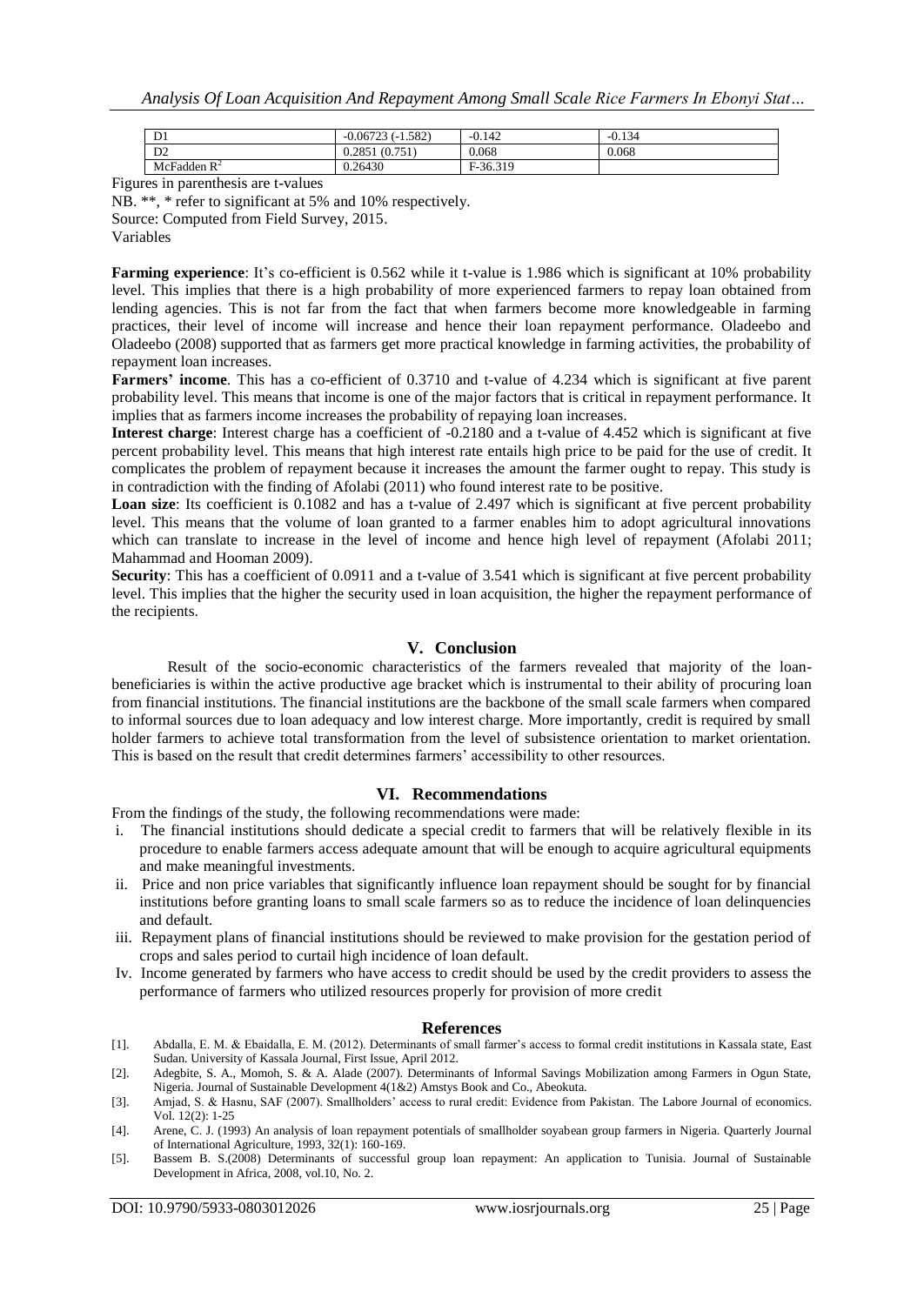| D1 | -0.06723 (-1.582) | -0.142 | -0.134 |
| --- | --- | --- | --- |
| D2 | 0.2851 (0.751) | 0.068 | 0.068 |
| McFadden $R^2$ | 0.26430 | F-36.319 | |

Figures in parenthesis are t-values

NB. **, * refer to significant at 5% and 10% respectively.

Source: Computed from Field Survey, 2015.

Variables

**Farming experience**: It's co-efficient is 0.562 while it t-value is 1.986 which is significant at 10% probability level. This implies that there is a high probability of more experienced farmers to repay loan obtained from lending agencies. This is not far from the fact that when farmers become more knowledgeable in farming practices, their level of income will increase and hence their loan repayment performance. Oladeebo and Oladeebo (2008) supported that as farmers get more practical knowledge in farming activities, the probability of repayment loan increases.

**Farmers' income**. This has a co-efficient of 0.3710 and t-value of 4.234 which is significant at five parent probability level. This means that income is one of the major factors that is critical in repayment performance. It implies that as farmers income increases the probability of repaying loan increases.

**Interest charge**: Interest charge has a coefficient of -0.2180 and a t-value of 4.452 which is significant at five percent probability level. This means that high interest rate entails high price to be paid for the use of credit. It complicates the problem of repayment because it increases the amount the farmer ought to repay. This study is in contradiction with the finding of Afolabi (2011) who found interest rate to be positive.

**Loan size**: Its coefficient is 0.1082 and has a t-value of 2.497 which is significant at five percent probability level. This means that the volume of loan granted to a farmer enables him to adopt agricultural innovations which can translate to increase in the level of income and hence high level of repayment (Afolabi 2011; Mahammad and Hooman 2009).

**Security**: This has a coefficient of 0.0911 and a t-value of 3.541 which is significant at five percent probability level. This implies that the higher the security used in loan acquisition, the higher the repayment performance of the recipients.

## V. Conclusion

Result of the socio-economic characteristics of the farmers revealed that majority of the loan-beneficiaries is within the active productive age bracket which is instrumental to their ability of procuring loan from financial institutions. The financial institutions are the backbone of the small scale farmers when compared to informal sources due to loan adequacy and low interest charge. More importantly, credit is required by small holder farmers to achieve total transformation from the level of subsistence orientation to market orientation. This is based on the result that credit determines farmers' accessibility to other resources.

## VI. Recommendations

From the findings of the study, the following recommendations were made:

i. The financial institutions should dedicate a special credit to farmers that will be relatively flexible in its procedure to enable farmers access adequate amount that will be enough to acquire agricultural equipments and make meaningful investments.

ii. Price and non price variables that significantly influence loan repayment should be sought for by financial institutions before granting loans to small scale farmers so as to reduce the incidence of loan delinquencies and default.

iii. Repayment plans of financial institutions should be reviewed to make provision for the gestation period of crops and sales period to curtail high incidence of loan default.

Iv. Income generated by farmers who have access to credit should be used by the credit providers to assess the performance of farmers who utilized resources properly for provision of more credit

## References

[1]. Abdalla, E. M. & Ebaidalla, E. M. (2012). Determinants of small farmer's access to formal credit institutions in Kassala state, East Sudan. University of Kassala Journal, First Issue, April 2012.

[2]. Adegbite, S. A., Momoh, S. & A. Alade (2007). Determinants of Informal Savings Mobilization among Farmers in Ogun State, Nigeria. Journal of Sustainable Development 4(1&2) Amstys Book and Co., Abeokuta.

[3]. Amjad, S. & Hasnu, SAF (2007). Smallholders' access to rural credit: Evidence from Pakistan. The Labore Journal of economics. Vol. 12(2): 1-25

[4]. Arene, C. J. (1993) An analysis of loan repayment potentials of smallholder soyabean group farmers in Nigeria. Quarterly Journal of International Agriculture, 1993, 32(1): 160-169.

[5]. Bassem B. S.(2008) Determinants of successful group loan repayment: An application to Tunisia. Journal of Sustainable Development in Africa, 2008, vol.10, No. 2.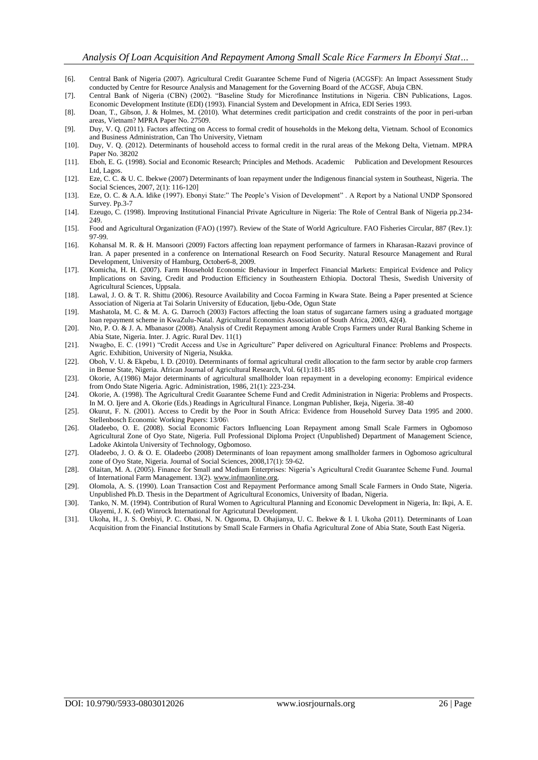[6]. Central Bank of Nigeria (2007). Agricultural Credit Guarantee Scheme Fund of Nigeria (ACGSF): An Impact Assessment Study conducted by Centre for Resource Analysis and Management for the Governing Board of the ACGSF, Abuja CBN.

[7]. Central Bank of Nigeria (CBN) (2002). "Baseline Study for Microfinance Institutions in Nigeria. CBN Publications, Lagos. Economic Development Institute (EDI) (1993). Financial System and Development in Africa, EDI Series 1993.

[8]. Doan, T., Gibson, J. & Holmes, M. (2010). What determines credit participation and credit constraints of the poor in peri-urban areas, Vietnam? MPRA Paper No. 27509.

[9]. Duy, V. Q. (2011). Factors affecting on Access to formal credit of households in the Mekong delta, Vietnam. School of Economics and Business Administration, Can Tho University, Vietnam

[10]. Duy, V. Q. (2012). Determinants of household access to formal credit in the rural areas of the Mekong Delta, Vietnam. MPRA Paper No. 38202

[11]. Eboh, E. G. (1998). Social and Economic Research; Principles and Methods. Academic Publication and Development Resources Ltd, Lagos.

[12]. Eze, C. C. & U. C. Ibekwe (2007) Determinants of loan repayment under the Indigenous financial system in Southeast, Nigeria. The Social Sciences, 2007, 2(1): 116-120]

[13]. Eze, O. C. & A.A. Idike (1997). Ebonyi State:" The People's Vision of Development" . A Report by a National UNDP Sponsored Survey. Pp.3-7

[14]. Ezeugo, C. (1998). Improving Institutional Financial Private Agriculture in Nigeria: The Role of Central Bank of Nigeria pp.234-249.

[15]. Food and Agricultural Organization (FAO) (1997). Review of the State of World Agriculture. FAO Fisheries Circular, 887 (Rev.1): 97-99.

[16]. Kohansal M. R. & H. Mansoori (2009) Factors affecting loan repayment performance of farmers in Kharasan-Razavi province of Iran. A paper presented in a conference on International Research on Food Security. Natural Resource Management and Rural Development, University of Hamburg, October6-8, 2009.

[17]. Komicha, H. H. (2007). Farm Household Economic Behaviour in Imperfect Financial Markets: Empirical Evidence and Policy Implications on Saving, Credit and Production Efficiency in Southeastern Ethiopia. Doctoral Thesis, Swedish University of Agricultural Sciences, Uppsala.

[18]. Lawal, J. O. & T. R. Shittu (2006). Resource Availability and Cocoa Farming in Kwara State. Being a Paper presented at Science Association of Nigeria at Tai Solarin University of Education, Ijebu-Ode, Ogun State

[19]. Mashatola, M. C. & M. A. G. Darroch (2003) Factors affecting the loan status of sugarcane farmers using a graduated mortgage loan repayment scheme in KwaZulu-Natal. Agricultural Economics Association of South Africa, 2003, 42(4).

[20]. Nto, P. O. & J. A. Mbanasor (2008). Analysis of Credit Repayment among Arable Crops Farmers under Rural Banking Scheme in Abia State, Nigeria. Inter. J. Agric. Rural Dev. 11(1)

[21]. Nwagbo, E. C. (1991) "Credit Access and Use in Agriculture" Paper delivered on Agricultural Finance: Problems and Prospects. Agric. Exhibition, University of Nigeria, Nsukka.

[22]. Oboh, V. U. & Ekpebu, I. D. (2010). Determinants of formal agricultural credit allocation to the farm sector by arable crop farmers in Benue State, Nigeria. African Journal of Agricultural Research, Vol. 6(1):181-185

[23]. Okorie, A.(1986) Major determinants of agricultural smallholder loan repayment in a developing economy: Empirical evidence from Ondo State Nigeria. Agric. Administration, 1986, 21(1): 223-234.

[24]. Okorie, A. (1998). The Agricultural Credit Guarantee Scheme Fund and Credit Administration in Nigeria: Problems and Prospects. In M. O. Ijere and A. Okorie (Eds.) Readings in Agricultural Finance. Longman Publisher, Ikeja, Nigeria. 38-40

[25]. Okurut, F. N. (2001). Access to Credit by the Poor in South Africa: Evidence from Household Survey Data 1995 and 2000. Stellenbosch Economic Working Papers: 13/06\

[26]. Oladeebo, O. E. (2008). Social Economic Factors Influencing Loan Repayment among Small Scale Farmers in Ogbomoso Agricultural Zone of Oyo State, Nigeria. Full Professional Diploma Project (Unpublished) Department of Management Science, Ladoke Akintola University of Technology, Ogbomoso.

[27]. Oladeebo, J. O. & O. E. Oladeebo (2008) Determinants of loan repayment among smallholder farmers in Ogbomoso agricultural zone of Oyo State, Nigeria. Journal of Social Sciences, 2008,17(1): 59-62.

[28]. Olaitan, M. A. (2005). Finance for Small and Medium Enterprises: Nigeria's Agricultural Credit Guarantee Scheme Fund. Journal of International Farm Management. 13(2). www.infmaonline.org.

[29]. Olomola, A. S. (1990). Loan Transaction Cost and Repayment Performance among Small Scale Farmers in Ondo State, Nigeria. Unpublished Ph.D. Thesis in the Department of Agricultural Economics, University of Ibadan, Nigeria.

[30]. Tanko, N. M. (1994). Contribution of Rural Women to Agricultural Planning and Economic Development in Nigeria, In: Ikpi, A. E. Olayemi, J. K. (ed) Winrock International for Agricultural Development.

[31]. Ukoha, H., J. S. Orebiyi, P. C. Obasi, N. N. Oguoma, D. Ohajianya, U. C. Ibekwe & I. I. Ukoha (2011). Determinants of Loan Acquisition from the Financial Institutions by Small Scale Farmers in Ohafia Agricultural Zone of Abia State, South East Nigeria.